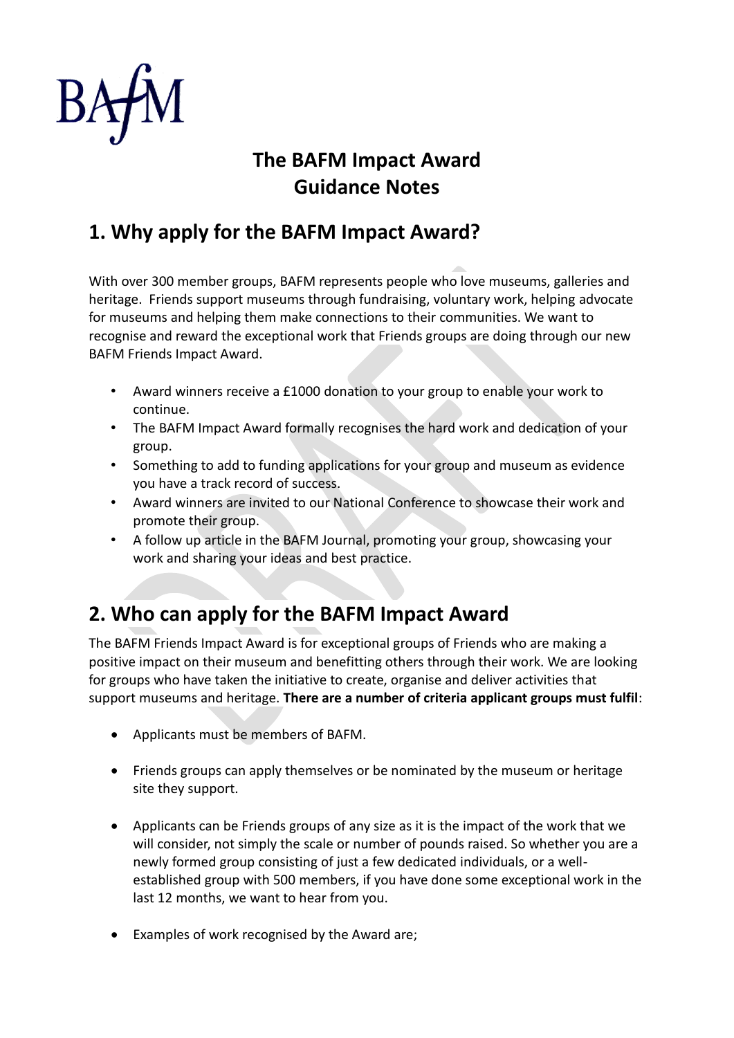BAfM

# The BAFM Impact Award
# Guidance Notes

## 1. Why apply for the BAFM Impact Award?

With over 300 member groups, BAFM represents people who love museums, galleries and heritage. Friends support museums through fundraising, voluntary work, helping advocate for museums and helping them make connections to their communities. We want to recognise and reward the exceptional work that Friends groups are doing through our new BAFM Friends Impact Award.

- Award winners receive a £1000 donation to your group to enable your work to continue.
- The BAFM Impact Award formally recognises the hard work and dedication of your group.
- Something to add to funding applications for your group and museum as evidence you have a track record of success.
- Award winners are invited to our National Conference to showcase their work and promote their group.
- A follow up article in the BAFM Journal, promoting your group, showcasing your work and sharing your ideas and best practice.

## 2. Who can apply for the BAFM Impact Award

The BAFM Friends Impact Award is for exceptional groups of Friends who are making a positive impact on their museum and benefitting others through their work. We are looking for groups who have taken the initiative to create, organise and deliver activities that support museums and heritage. **There are a number of criteria applicant groups must fulfil**:

- Applicants must be members of BAFM.
- Friends groups can apply themselves or be nominated by the museum or heritage site they support.
- Applicants can be Friends groups of any size as it is the impact of the work that we will consider, not simply the scale or number of pounds raised. So whether you are a newly formed group consisting of just a few dedicated individuals, or a well-established group with 500 members, if you have done some exceptional work in the last 12 months, we want to hear from you.
- Examples of work recognised by the Award are;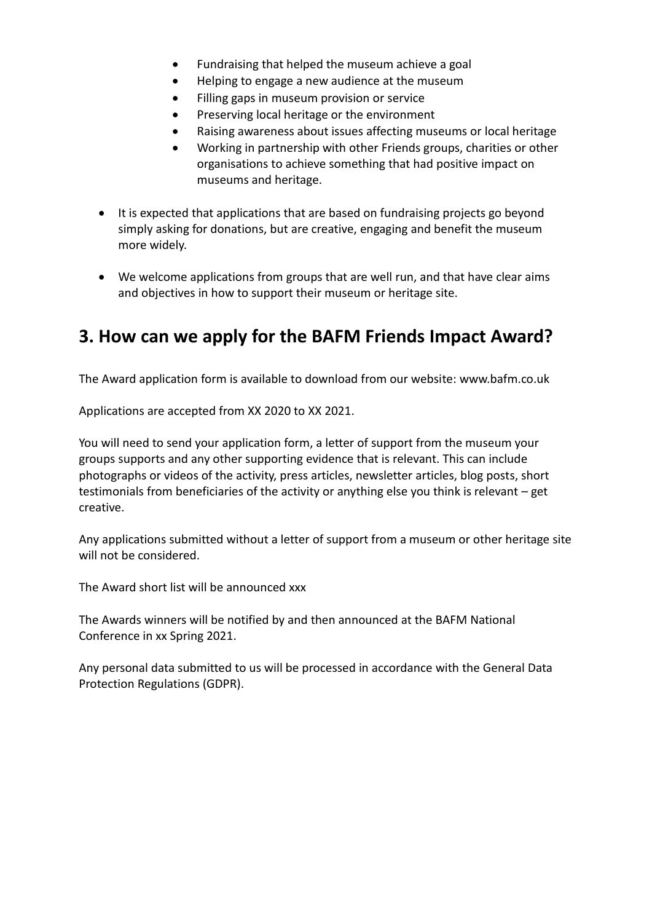- Fundraising that helped the museum achieve a goal
- Helping to engage a new audience at the museum
- Filling gaps in museum provision or service
- Preserving local heritage or the environment
- Raising awareness about issues affecting museums or local heritage
- Working in partnership with other Friends groups, charities or other organisations to achieve something that had positive impact on museums and heritage.

- It is expected that applications that are based on fundraising projects go beyond simply asking for donations, but are creative, engaging and benefit the museum more widely.

- We welcome applications from groups that are well run, and that have clear aims and objectives in how to support their museum or heritage site.

## 3. How can we apply for the BAFM Friends Impact Award?

The Award application form is available to download from our website: www.bafm.co.uk

Applications are accepted from XX 2020 to XX 2021.

You will need to send your application form, a letter of support from the museum your groups supports and any other supporting evidence that is relevant. This can include photographs or videos of the activity, press articles, newsletter articles, blog posts, short testimonials from beneficiaries of the activity or anything else you think is relevant – get creative.

Any applications submitted without a letter of support from a museum or other heritage site will not be considered.

The Award short list will be announced xxx

The Awards winners will be notified by and then announced at the BAFM National Conference in xx Spring 2021.

Any personal data submitted to us will be processed in accordance with the General Data Protection Regulations (GDPR).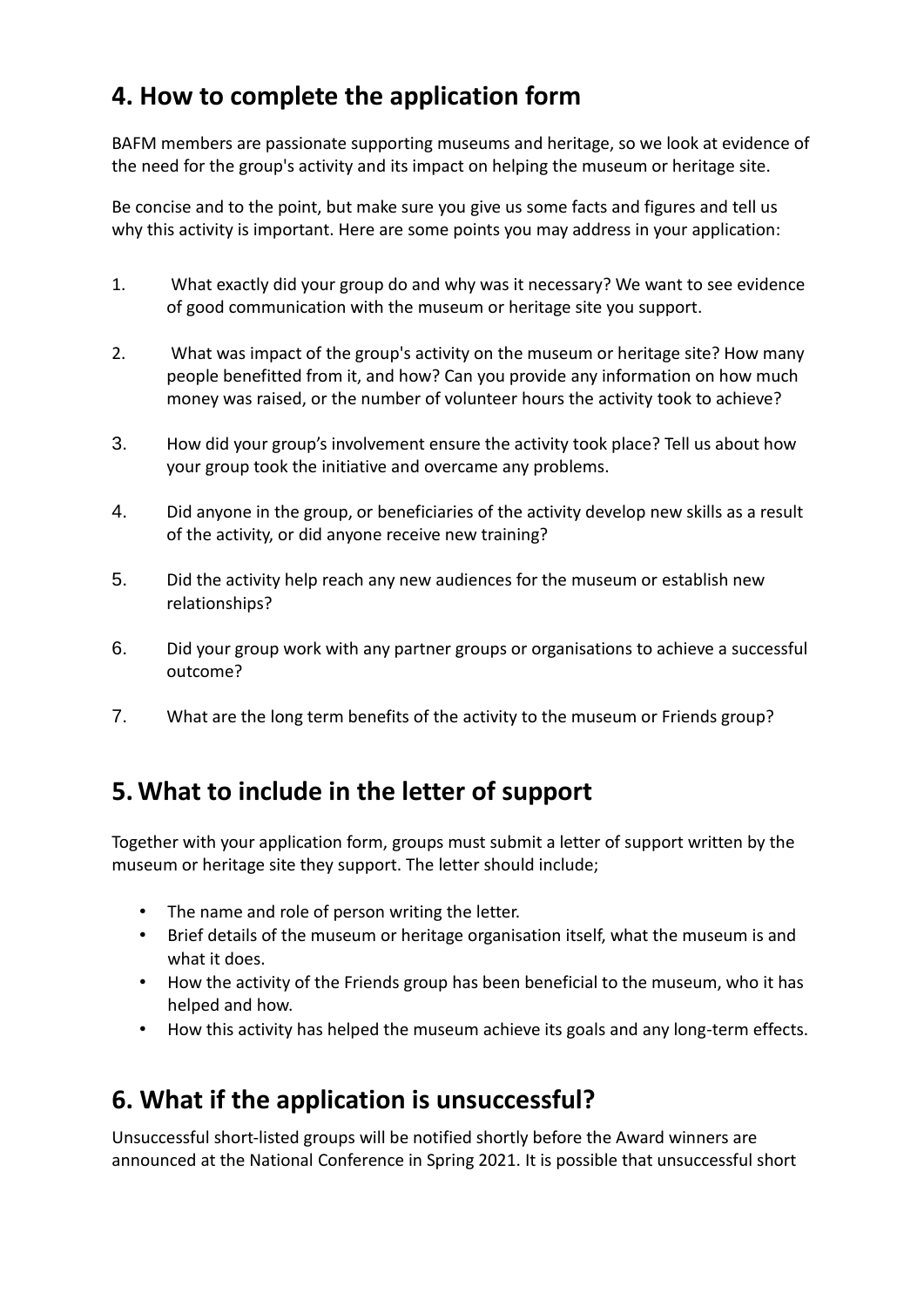## 4. How to complete the application form

BAFM members are passionate supporting museums and heritage, so we look at evidence of the need for the group's activity and its impact on helping the museum or heritage site.

Be concise and to the point, but make sure you give us some facts and figures and tell us why this activity is important. Here are some points you may address in your application:

1. What exactly did your group do and why was it necessary? We want to see evidence of good communication with the museum or heritage site you support.
2. What was impact of the group's activity on the museum or heritage site? How many people benefitted from it, and how? Can you provide any information on how much money was raised, or the number of volunteer hours the activity took to achieve?
3. How did your group's involvement ensure the activity took place? Tell us about how your group took the initiative and overcame any problems.
4. Did anyone in the group, or beneficiaries of the activity develop new skills as a result of the activity, or did anyone receive new training?
5. Did the activity help reach any new audiences for the museum or establish new relationships?
6. Did your group work with any partner groups or organisations to achieve a successful outcome?
7. What are the long term benefits of the activity to the museum or Friends group?

## 5. What to include in the letter of support

Together with your application form, groups must submit a letter of support written by the museum or heritage site they support. The letter should include;

- The name and role of person writing the letter.
- Brief details of the museum or heritage organisation itself, what the museum is and what it does.
- How the activity of the Friends group has been beneficial to the museum, who it has helped and how.
- How this activity has helped the museum achieve its goals and any long-term effects.

## 6. What if the application is unsuccessful?

Unsuccessful short-listed groups will be notified shortly before the Award winners are announced at the National Conference in Spring 2021. It is possible that unsuccessful short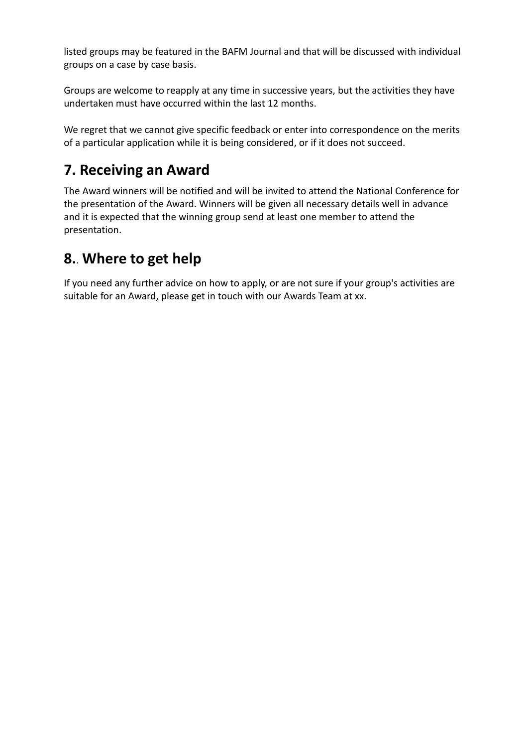listed groups may be featured in the BAFM Journal and that will be discussed with individual groups on a case by case basis.

Groups are welcome to reapply at any time in successive years, but the activities they have undertaken must have occurred within the last 12 months.

We regret that we cannot give specific feedback or enter into correspondence on the merits of a particular application while it is being considered, or if it does not succeed.

## 7. Receiving an Award

The Award winners will be notified and will be invited to attend the National Conference for the presentation of the Award. Winners will be given all necessary details well in advance and it is expected that the winning group send at least one member to attend the presentation.

## 8.. Where to get help

If you need any further advice on how to apply, or are not sure if your group's activities are suitable for an Award, please get in touch with our Awards Team at xx.